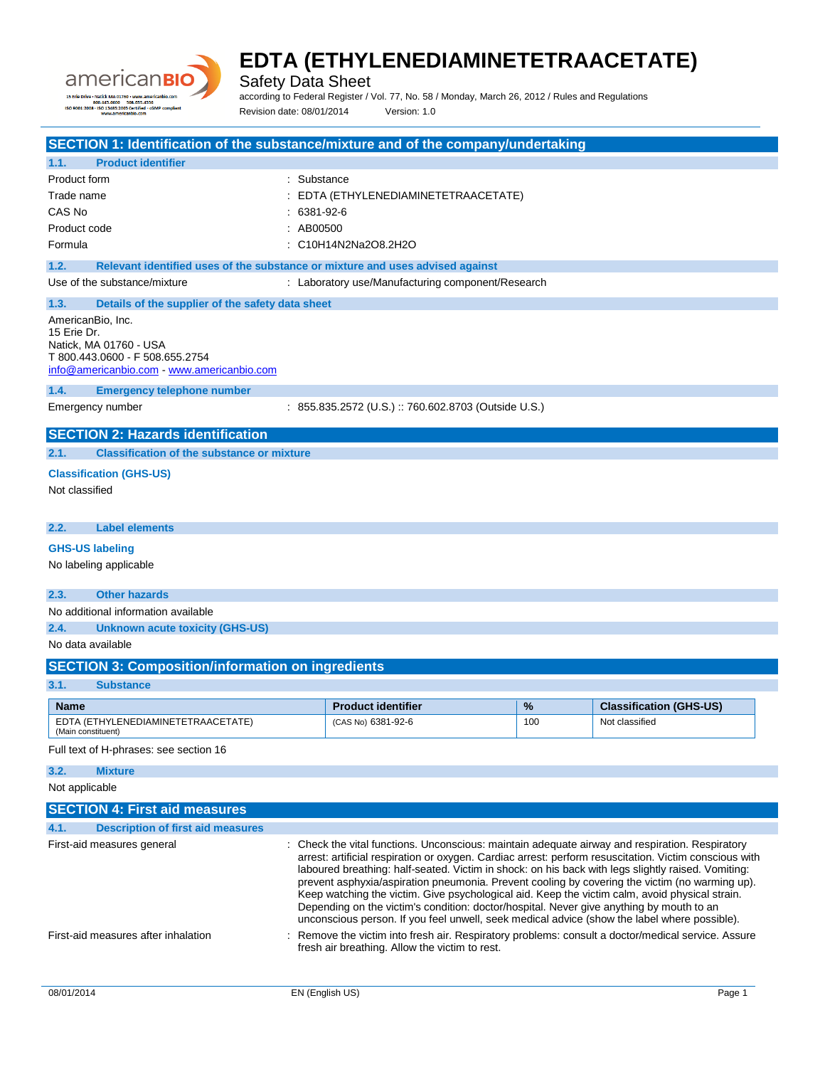# EDTA (ETHYLENEDIAMINETETRAACETATE)

Safety Data Sheet

according to Federal Register / Vol. 77, No. 58 / Monday, March 26, 2012 / Rules and Regulations

Revision date: 08/01/2014 Version: 1.0

## SECTION 1: Identification of the substance/mixture and of the company/undertaking

### 1.1. Product identifier

| | |
|---|---|
| Product form | : Substance |
| Trade name | : EDTA (ETHYLENEDIAMINETETRAACETATE) |
| CAS No | : 6381-92-6 |
| Product code | : AB00500 |
| Formula | : C10H14N2Na2O8.2H2O |

### 1.2. Relevant identified uses of the substance or mixture and uses advised against

Use of the substance/mixture : Laboratory use/Manufacturing component/Research

### 1.3. Details of the supplier of the safety data sheet

AmericanBio, Inc.
15 Erie Dr.
Natick, MA 01760 - USA
T 800.443.0600 - F 508.655.2754
info@americanbio.com - www.americanbio.com

### 1.4. Emergency telephone number

Emergency number : 855.835.2572 (U.S.) :: 760.602.8703 (Outside U.S.)

## SECTION 2: Hazards identification

### 2.1. Classification of the substance or mixture

**Classification (GHS-US)**

Not classified

### 2.2. Label elements

**GHS-US labeling**

No labeling applicable

### 2.3. Other hazards

No additional information available

### 2.4. Unknown acute toxicity (GHS-US)

No data available

## SECTION 3: Composition/information on ingredients

### 3.1. Substance

| Name | Product identifier | % | Classification (GHS-US) |
|---|---|---|---|
| EDTA (ETHYLENEDIAMINETETRAACETATE) (Main constituent) | (CAS No) 6381-92-6 | 100 | Not classified |

Full text of H-phrases: see section 16

### 3.2. Mixture

Not applicable

## SECTION 4: First aid measures

### 4.1. Description of first aid measures

First-aid measures general : Check the vital functions. Unconscious: maintain adequate airway and respiration. Respiratory arrest: artificial respiration or oxygen. Cardiac arrest: perform resuscitation. Victim conscious with laboured breathing: half-seated. Victim in shock: on his back with legs slightly raised. Vomiting: prevent asphyxia/aspiration pneumonia. Prevent cooling by covering the victim (no warming up). Keep watching the victim. Give psychological aid. Keep the victim calm, avoid physical strain. Depending on the victim's condition: doctor/hospital. Never give anything by mouth to an unconscious person. If you feel unwell, seek medical advice (show the label where possible).

First-aid measures after inhalation : Remove the victim into fresh air. Respiratory problems: consult a doctor/medical service. Assure fresh air breathing. Allow the victim to rest.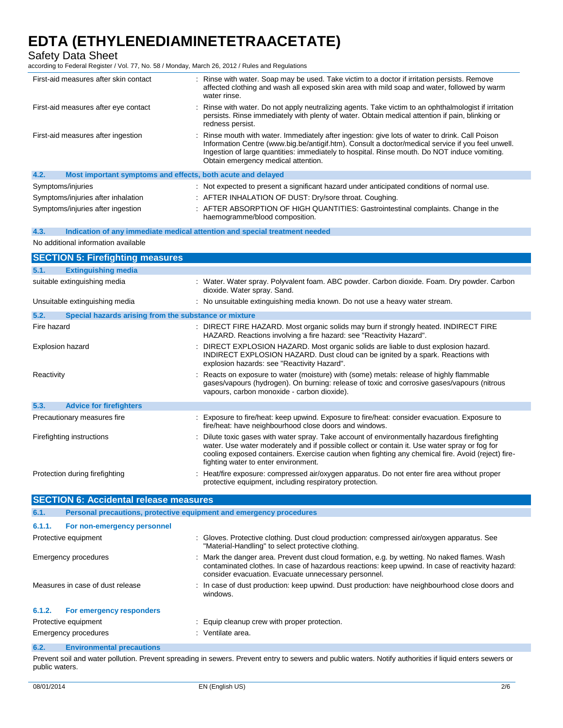| | |
|---|---|
| First-aid measures after skin contact | : Rinse with water. Soap may be used. Take victim to a doctor if irritation persists. Remove affected clothing and wash all exposed skin area with mild soap and water, followed by warm water rinse. |
| First-aid measures after eye contact | : Rinse with water. Do not apply neutralizing agents. Take victim to an ophthalmologist if irritation persists. Rinse immediately with plenty of water. Obtain medical attention if pain, blinking or redness persist. |
| First-aid measures after ingestion | : Rinse mouth with water. Immediately after ingestion: give lots of water to drink. Call Poison Information Centre (www.big.be/antigif.htm). Consult a doctor/medical service if you feel unwell. Ingestion of large quantities: immediately to hospital. Rinse mouth. Do NOT induce vomiting. Obtain emergency medical attention. |

### 4.2. Most important symptoms and effects, both acute and delayed

| | |
|---|---|
| Symptoms/injuries | : Not expected to present a significant hazard under anticipated conditions of normal use. |
| Symptoms/injuries after inhalation | : AFTER INHALATION OF DUST: Dry/sore throat. Coughing. |
| Symptoms/injuries after ingestion | : AFTER ABSORPTION OF HIGH QUANTITIES: Gastrointestinal complaints. Change in the haemogramme/blood composition. |

### 4.3. Indication of any immediate medical attention and special treatment needed

No additional information available

## SECTION 5: Firefighting measures

### 5.1. Extinguishing media

| | |
|---|---|
| suitable extinguishing media | : Water. Water spray. Polyvalent foam. ABC powder. Carbon dioxide. Foam. Dry powder. Carbon dioxide. Water spray. Sand. |
| Unsuitable extinguishing media | : No unsuitable extinguishing media known. Do not use a heavy water stream. |

### 5.2. Special hazards arising from the substance or mixture

| | |
|---|---|
| Fire hazard | : DIRECT FIRE HAZARD. Most organic solids may burn if strongly heated. INDIRECT FIRE HAZARD. Reactions involving a fire hazard: see "Reactivity Hazard". |
| Explosion hazard | : DIRECT EXPLOSION HAZARD. Most organic solids are liable to dust explosion hazard. INDIRECT EXPLOSION HAZARD. Dust cloud can be ignited by a spark. Reactions with explosion hazards: see "Reactivity Hazard". |
| Reactivity | : Reacts on exposure to water (moisture) with (some) metals: release of highly flammable gases/vapours (hydrogen). On burning: release of toxic and corrosive gases/vapours (nitrous vapours, carbon monoxide - carbon dioxide). |

### 5.3. Advice for firefighters

| | |
|---|---|
| Precautionary measures fire | : Exposure to fire/heat: keep upwind. Exposure to fire/heat: consider evacuation. Exposure to fire/heat: have neighbourhood close doors and windows. |
| Firefighting instructions | : Dilute toxic gases with water spray. Take account of environmentally hazardous firefighting water. Use water moderately and if possible collect or contain it. Use water spray or fog for cooling exposed containers. Exercise caution when fighting any chemical fire. Avoid (reject) fire-fighting water to enter environment. |
| Protection during firefighting | : Heat/fire exposure: compressed air/oxygen apparatus. Do not enter fire area without proper protective equipment, including respiratory protection. |

## SECTION 6: Accidental release measures

### 6.1. Personal precautions, protective equipment and emergency procedures

#### 6.1.1. For non-emergency personnel

| | |
|---|---|
| Protective equipment | : Gloves. Protective clothing. Dust cloud production: compressed air/oxygen apparatus. See "Material-Handling" to select protective clothing. |
| Emergency procedures | : Mark the danger area. Prevent dust cloud formation, e.g. by wetting. No naked flames. Wash contaminated clothes. In case of hazardous reactions: keep upwind. In case of reactivity hazard: consider evacuation. Evacuate unnecessary personnel. |
| Measures in case of dust release | : In case of dust production: keep upwind. Dust production: have neighbourhood close doors and windows. |

#### 6.1.2. For emergency responders

| | |
|---|---|
| Protective equipment | : Equip cleanup crew with proper protection. |
| Emergency procedures | : Ventilate area. |

### 6.2. Environmental precautions

Prevent soil and water pollution. Prevent spreading in sewers. Prevent entry to sewers and public waters. Notify authorities if liquid enters sewers or public waters.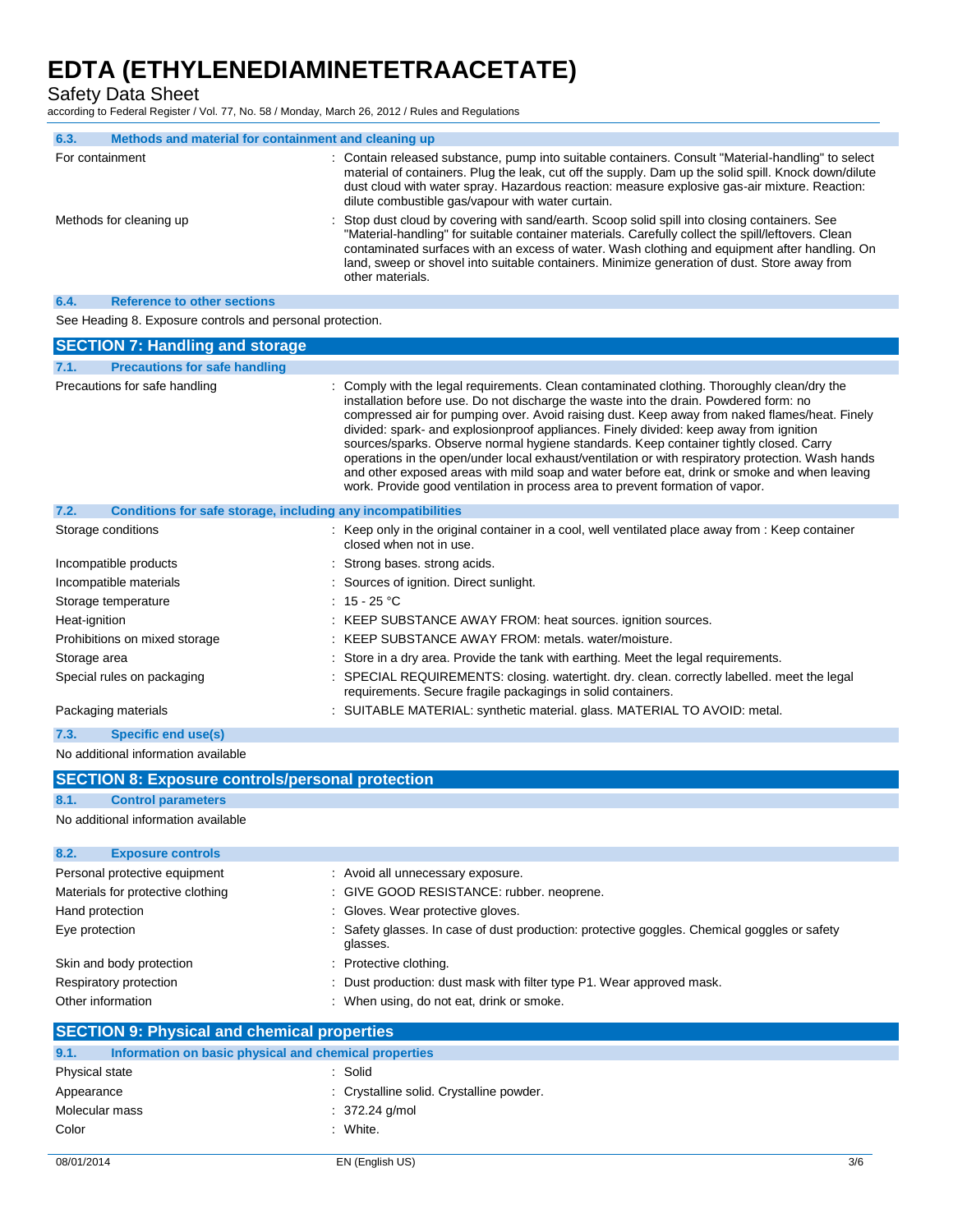### 6.3. Methods and material for containment and cleaning up

| | |
|---|---|
| For containment | : Contain released substance, pump into suitable containers. Consult "Material-handling" to select material of containers. Plug the leak, cut off the supply. Dam up the solid spill. Knock down/dilute dust cloud with water spray. Hazardous reaction: measure explosive gas-air mixture. Reaction: dilute combustible gas/vapour with water curtain. |
| Methods for cleaning up | : Stop dust cloud by covering with sand/earth. Scoop solid spill into closing containers. See "Material-handling" for suitable container materials. Carefully collect the spill/leftovers. Clean contaminated surfaces with an excess of water. Wash clothing and equipment after handling. On land, sweep or shovel into suitable containers. Minimize generation of dust. Store away from other materials. |

### 6.4. Reference to other sections

See Heading 8. Exposure controls and personal protection.

## SECTION 7: Handling and storage

### 7.1. Precautions for safe handling

| | |
|---|---|
| Precautions for safe handling | : Comply with the legal requirements. Clean contaminated clothing. Thoroughly clean/dry the installation before use. Do not discharge the waste into the drain. Powdered form: no compressed air for pumping over. Avoid raising dust. Keep away from naked flames/heat. Finely divided: spark- and explosionproof appliances. Finely divided: keep away from ignition sources/sparks. Observe normal hygiene standards. Keep container tightly closed. Carry operations in the open/under local exhaust/ventilation or with respiratory protection. Wash hands and other exposed areas with mild soap and water before eat, drink or smoke and when leaving work. Provide good ventilation in process area to prevent formation of vapor. |

### 7.2. Conditions for safe storage, including any incompatibilities

| | |
|---|---|
| Storage conditions | : Keep only in the original container in a cool, well ventilated place away from : Keep container closed when not in use. |
| Incompatible products | : Strong bases. strong acids. |
| Incompatible materials | : Sources of ignition. Direct sunlight. |
| Storage temperature | : 15 - 25 °C |
| Heat-ignition | : KEEP SUBSTANCE AWAY FROM: heat sources. ignition sources. |
| Prohibitions on mixed storage | : KEEP SUBSTANCE AWAY FROM: metals. water/moisture. |
| Storage area | : Store in a dry area. Provide the tank with earthing. Meet the legal requirements. |
| Special rules on packaging | : SPECIAL REQUIREMENTS: closing. watertight. dry. clean. correctly labelled. meet the legal requirements. Secure fragile packagings in solid containers. |
| Packaging materials | : SUITABLE MATERIAL: synthetic material. glass. MATERIAL TO AVOID: metal. |

### 7.3. Specific end use(s)

No additional information available

## SECTION 8: Exposure controls/personal protection

### 8.1. Control parameters

No additional information available

### 8.2. Exposure controls

| | |
|---|---|
| Personal protective equipment | : Avoid all unnecessary exposure. |
| Materials for protective clothing | : GIVE GOOD RESISTANCE: rubber. neoprene. |
| Hand protection | : Gloves. Wear protective gloves. |
| Eye protection | : Safety glasses. In case of dust production: protective goggles. Chemical goggles or safety glasses. |
| Skin and body protection | : Protective clothing. |
| Respiratory protection | : Dust production: dust mask with filter type P1. Wear approved mask. |
| Other information | : When using, do not eat, drink or smoke. |

## SECTION 9: Physical and chemical properties

### 9.1. Information on basic physical and chemical properties

| | |
|---|---|
| Physical state | : Solid |
| Appearance | : Crystalline solid. Crystalline powder. |
| Molecular mass | : 372.24 g/mol |
| Color | : White. |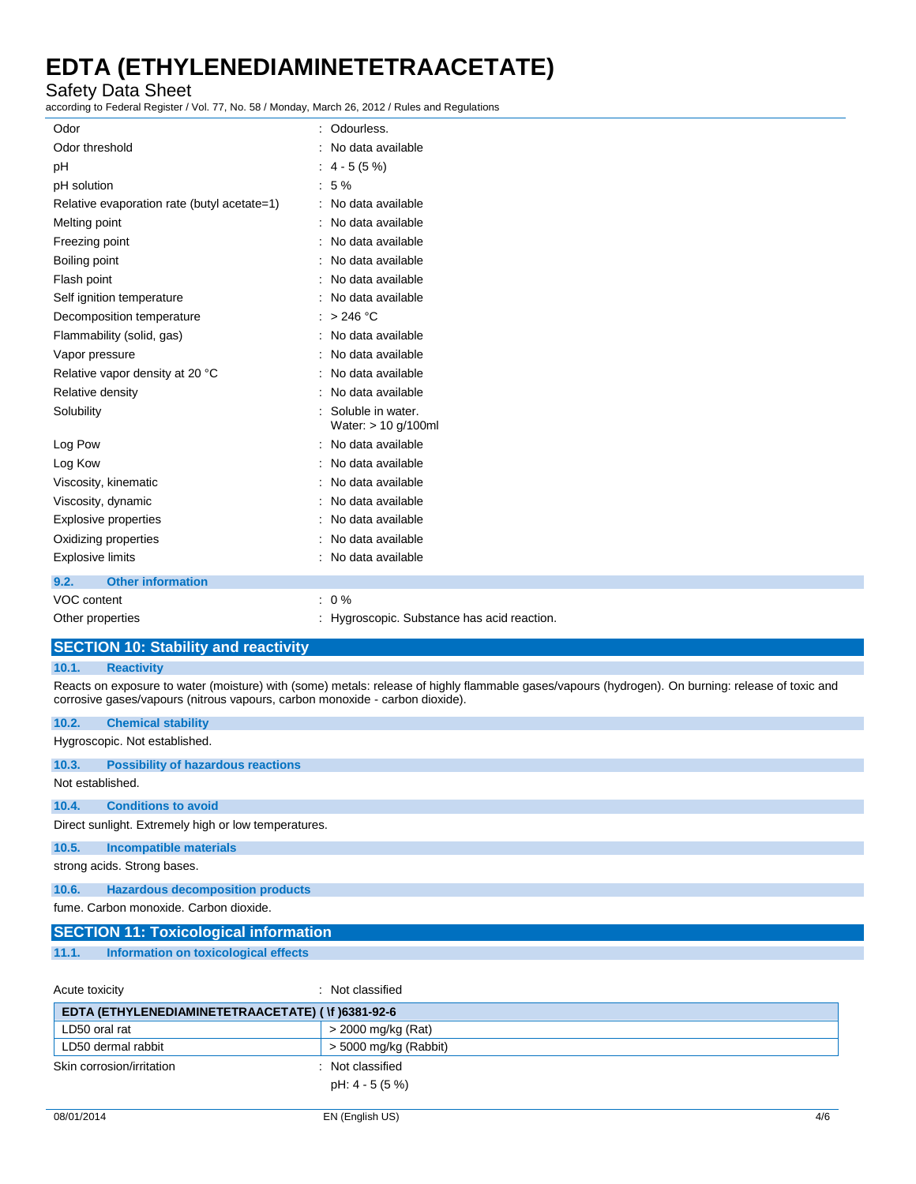| | |
|---|---|
| Odor | : Odourless. |
| Odor threshold | : No data available |
| pH | : 4 - 5 (5 %) |
| pH solution | : 5 % |
| Relative evaporation rate (butyl acetate=1) | : No data available |
| Melting point | : No data available |
| Freezing point | : No data available |
| Boiling point | : No data available |
| Flash point | : No data available |
| Self ignition temperature | : No data available |
| Decomposition temperature | : > 246 °C |
| Flammability (solid, gas) | : No data available |
| Vapor pressure | : No data available |
| Relative vapor density at 20 °C | : No data available |
| Relative density | : No data available |
| Solubility | : Soluble in water. Water: > 10 g/100ml |
| Log Pow | : No data available |
| Log Kow | : No data available |
| Viscosity, kinematic | : No data available |
| Viscosity, dynamic | : No data available |
| Explosive properties | : No data available |
| Oxidizing properties | : No data available |
| Explosive limits | : No data available |

### 9.2. Other information

| | |
|---|---|
| VOC content | : 0 % |
| Other properties | : Hygroscopic. Substance has acid reaction. |

## SECTION 10: Stability and reactivity

### 10.1. Reactivity

Reacts on exposure to water (moisture) with (some) metals: release of highly flammable gases/vapours (hydrogen). On burning: release of toxic and corrosive gases/vapours (nitrous vapours, carbon monoxide - carbon dioxide).

### 10.2. Chemical stability

Hygroscopic. Not established.

### 10.3. Possibility of hazardous reactions

Not established.

### 10.4. Conditions to avoid

Direct sunlight. Extremely high or low temperatures.

### 10.5. Incompatible materials

strong acids. Strong bases.

### 10.6. Hazardous decomposition products

fume. Carbon monoxide. Carbon dioxide.

## SECTION 11: Toxicological information

### 11.1. Information on toxicological effects

Acute toxicity : Not classified

| EDTA (ETHYLENEDIAMINETETRAACETATE) ( \f )6381-92-6 | |
|---|---|
| LD50 oral rat | > 2000 mg/kg (Rat) |
| LD50 dermal rabbit | > 5000 mg/kg (Rabbit) |

Skin corrosion/irritation : Not classified

pH: 4 - 5 (5 %)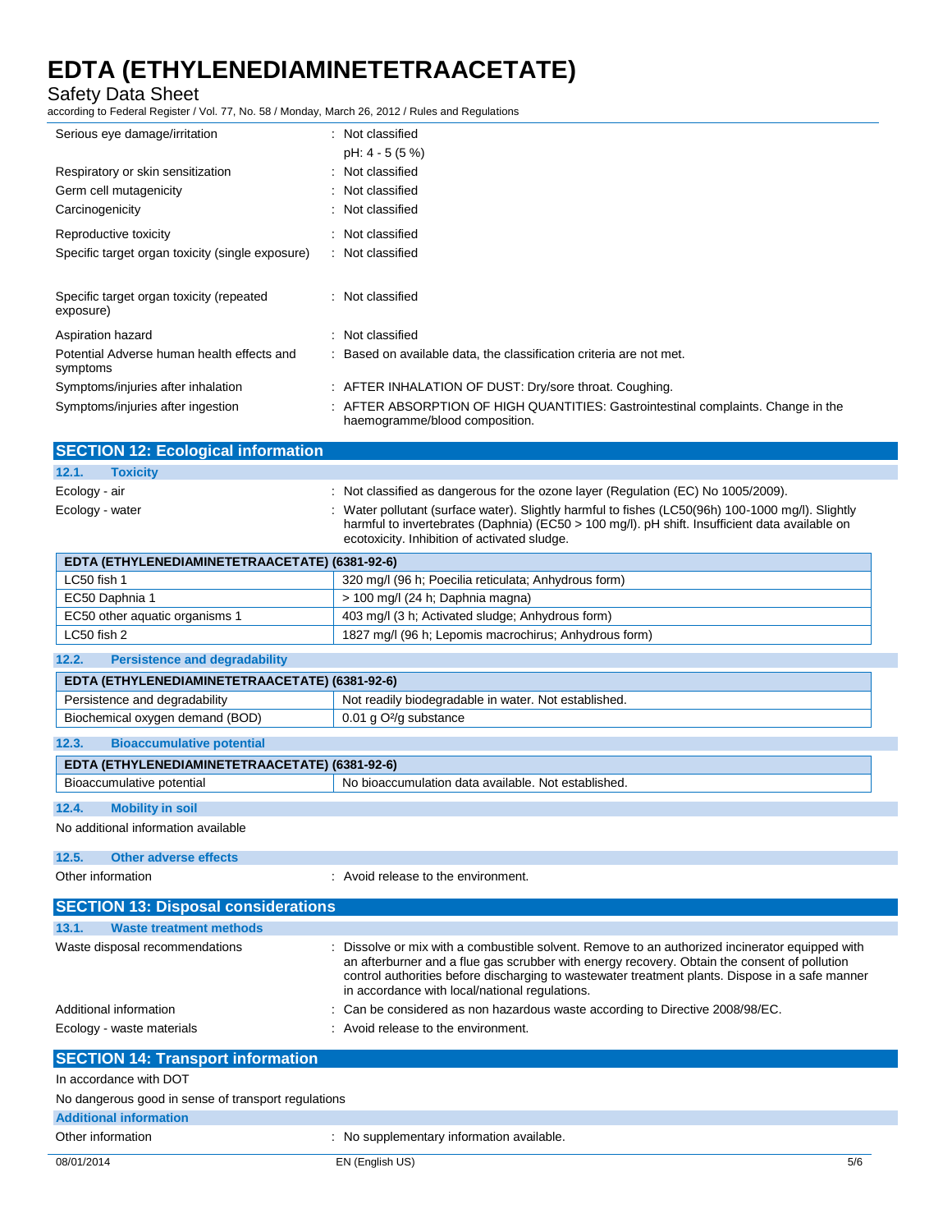| | |
|---|---|
| Serious eye damage/irritation | : Not classified<br>pH: 4 - 5 (5 %) |
| Respiratory or skin sensitization | : Not classified |
| Germ cell mutagenicity | : Not classified |
| Carcinogenicity | : Not classified |
| Reproductive toxicity | : Not classified |
| Specific target organ toxicity (single exposure) | : Not classified |
| Specific target organ toxicity (repeated exposure) | : Not classified |
| Aspiration hazard | : Not classified |
| Potential Adverse human health effects and symptoms | : Based on available data, the classification criteria are not met. |
| Symptoms/injuries after inhalation | : AFTER INHALATION OF DUST: Dry/sore throat. Coughing. |
| Symptoms/injuries after ingestion | : AFTER ABSORPTION OF HIGH QUANTITIES: Gastrointestinal complaints. Change in the haemogramme/blood composition. |

## SECTION 12: Ecological information

### 12.1. Toxicity

| | |
|---|---|
| Ecology - air | : Not classified as dangerous for the ozone layer (Regulation (EC) No 1005/2009). |
| Ecology - water | : Water pollutant (surface water). Slightly harmful to fishes (LC50(96h) 100-1000 mg/l). Slightly harmful to invertebrates (Daphnia) (EC50 > 100 mg/l). pH shift. Insufficient data available on ecotoxicity. Inhibition of activated sludge. |

| EDTA (ETHYLENEDIAMINETETRAACETATE) (6381-92-6) | |
|---|---|
| LC50 fish 1 | 320 mg/l (96 h; Poecilia reticulata; Anhydrous form) |
| EC50 Daphnia 1 | > 100 mg/l (24 h; Daphnia magna) |
| EC50 other aquatic organisms 1 | 403 mg/l (3 h; Activated sludge; Anhydrous form) |
| LC50 fish 2 | 1827 mg/l (96 h; Lepomis macrochirus; Anhydrous form) |

### 12.2. Persistence and degradability

| EDTA (ETHYLENEDIAMINETETRAACETATE) (6381-92-6) | |
|---|---|
| Persistence and degradability | Not readily biodegradable in water. Not established. |
| Biochemical oxygen demand (BOD) | 0.01 g $O^2$/g substance |

### 12.3. Bioaccumulative potential

| EDTA (ETHYLENEDIAMINETETRAACETATE) (6381-92-6) | |
|---|---|
| Bioaccumulative potential | No bioaccumulation data available. Not established. |

### 12.4. Mobility in soil

No additional information available

### 12.5. Other adverse effects

| | |
|---|---|
| Other information | : Avoid release to the environment. |

## SECTION 13: Disposal considerations

### 13.1. Waste treatment methods

| | |
|---|---|
| Waste disposal recommendations | : Dissolve or mix with a combustible solvent. Remove to an authorized incinerator equipped with an afterburner and a flue gas scrubber with energy recovery. Obtain the consent of pollution control authorities before discharging to wastewater treatment plants. Dispose in a safe manner in accordance with local/national regulations. |
| Additional information | : Can be considered as non hazardous waste according to Directive 2008/98/EC. |
| Ecology - waste materials | : Avoid release to the environment. |

## SECTION 14: Transport information

In accordance with DOT

No dangerous good in sense of transport regulations

### Additional information

| | |
|---|---|
| Other information | : No supplementary information available. |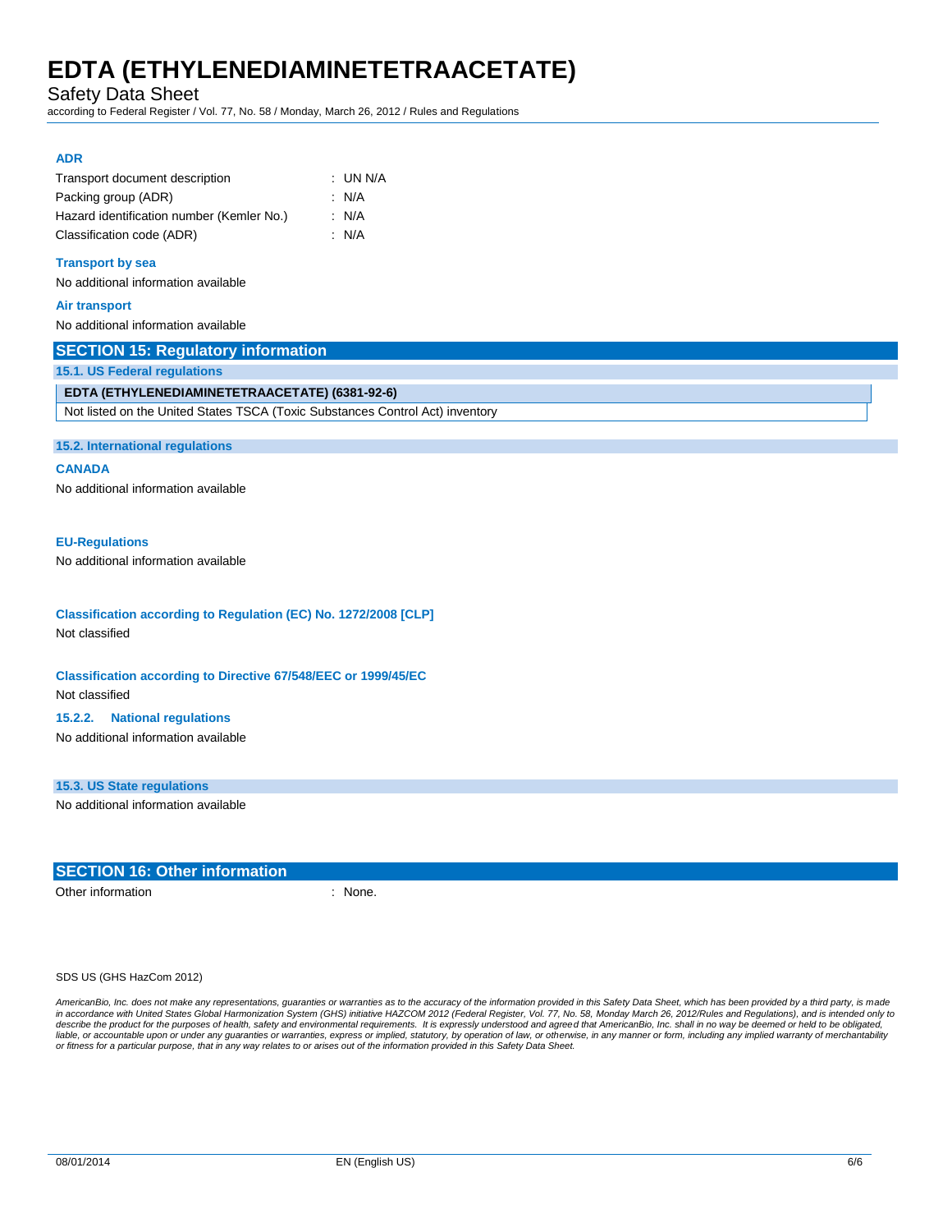#### ADR

| | |
|---|---|
| Transport document description | : UN N/A |
| Packing group (ADR) | : N/A |
| Hazard identification number (Kemler No.) | : N/A |
| Classification code (ADR) | : N/A |

#### Transport by sea

No additional information available

#### Air transport

No additional information available

## SECTION 15: Regulatory information

### 15.1. US Federal regulations

**EDTA (ETHYLENEDIAMINETETRAACETATE) (6381-92-6)**

Not listed on the United States TSCA (Toxic Substances Control Act) inventory

### 15.2. International regulations

#### CANADA

No additional information available

#### EU-Regulations

No additional information available

#### Classification according to Regulation (EC) No. 1272/2008 [CLP]

Not classified

#### Classification according to Directive 67/548/EEC or 1999/45/EC

Not classified

#### 15.2.2. National regulations

No additional information available

### 15.3. US State regulations

No additional information available

## SECTION 16: Other information

Other information : None.

SDS US (GHS HazCom 2012)

*AmericanBio, Inc. does not make any representations, guaranties or warranties as to the accuracy of the information provided in this Safety Data Sheet, which has been provided by a third party, is made in accordance with United States Global Harmonization System (GHS) initiative HAZCOM 2012 (Federal Register, Vol. 77, No. 58, Monday March 26, 2012/Rules and Regulations), and is intended only to describe the product for the purposes of health, safety and environmental requirements. It is expressly understood and agreed that AmericanBio, Inc. shall in no way be deemed or held to be obligated, liable, or accountable upon or under any guaranties or warranties, express or implied, statutory, by operation of law, or otherwise, in any manner or form, including any implied warranty of merchantability or fitness for a particular purpose, that in any way relates to or arises out of the information provided in this Safety Data Sheet.*